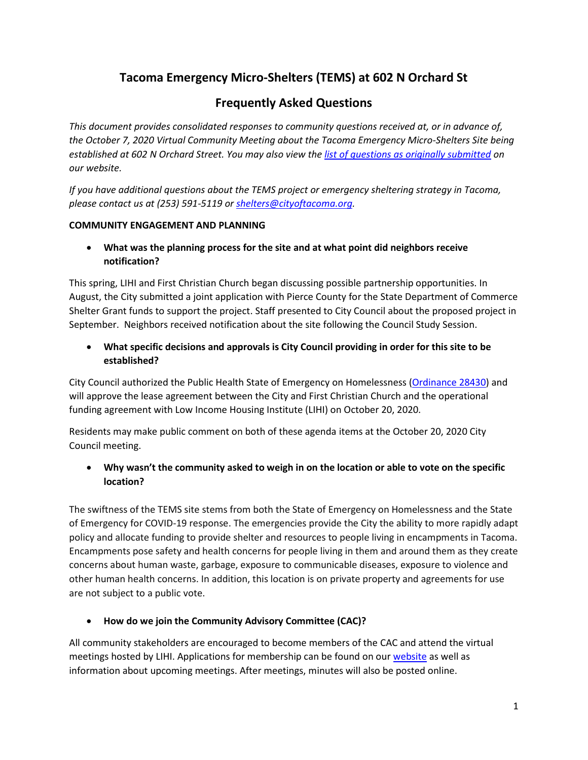# Tacoma Emergency Micro-Shelters (TEMS) at 602 N Orchard St

## Frequently Asked Questions

*This document provides consolidated responses to community questions received at, or in advance of, the October 7, 2020 Virtual Community Meeting about the Tacoma Emergency Micro-Shelters Site being established at 602 N Orchard Street. You may also view the [list of questions as originally submitted]() on our website.*

*If you have additional questions about the TEMS project or emergency sheltering strategy in Tacoma, please contact us at (253) 591-5119 or [shelters@cityoftacoma.org]().*

**COMMUNITY ENGAGEMENT AND PLANNING**

- **What was the planning process for the site and at what point did neighbors receive notification?**

This spring, LIHI and First Christian Church began discussing possible partnership opportunities. In August, the City submitted a joint application with Pierce County for the State Department of Commerce Shelter Grant funds to support the project. Staff presented to City Council about the proposed project in September. Neighbors received notification about the site following the Council Study Session.

- **What specific decisions and approvals is City Council providing in order for this site to be established?**

City Council authorized the Public Health State of Emergency on Homelessness ([Ordinance 28430]()) and will approve the lease agreement between the City and First Christian Church and the operational funding agreement with Low Income Housing Institute (LIHI) on October 20, 2020.

Residents may make public comment on both of these agenda items at the October 20, 2020 City Council meeting.

- **Why wasn't the community asked to weigh in on the location or able to vote on the specific location?**

The swiftness of the TEMS site stems from both the State of Emergency on Homelessness and the State of Emergency for COVID-19 response. The emergencies provide the City the ability to more rapidly adapt policy and allocate funding to provide shelter and resources to people living in encampments in Tacoma. Encampments pose safety and health concerns for people living in them and around them as they create concerns about human waste, garbage, exposure to communicable diseases, exposure to violence and other human health concerns. In addition, this location is on private property and agreements for use are not subject to a public vote.

- **How do we join the Community Advisory Committee (CAC)?**

All community stakeholders are encouraged to become members of the CAC and attend the virtual meetings hosted by LIHI. Applications for membership can be found on our [website]() as well as information about upcoming meetings. After meetings, minutes will also be posted online.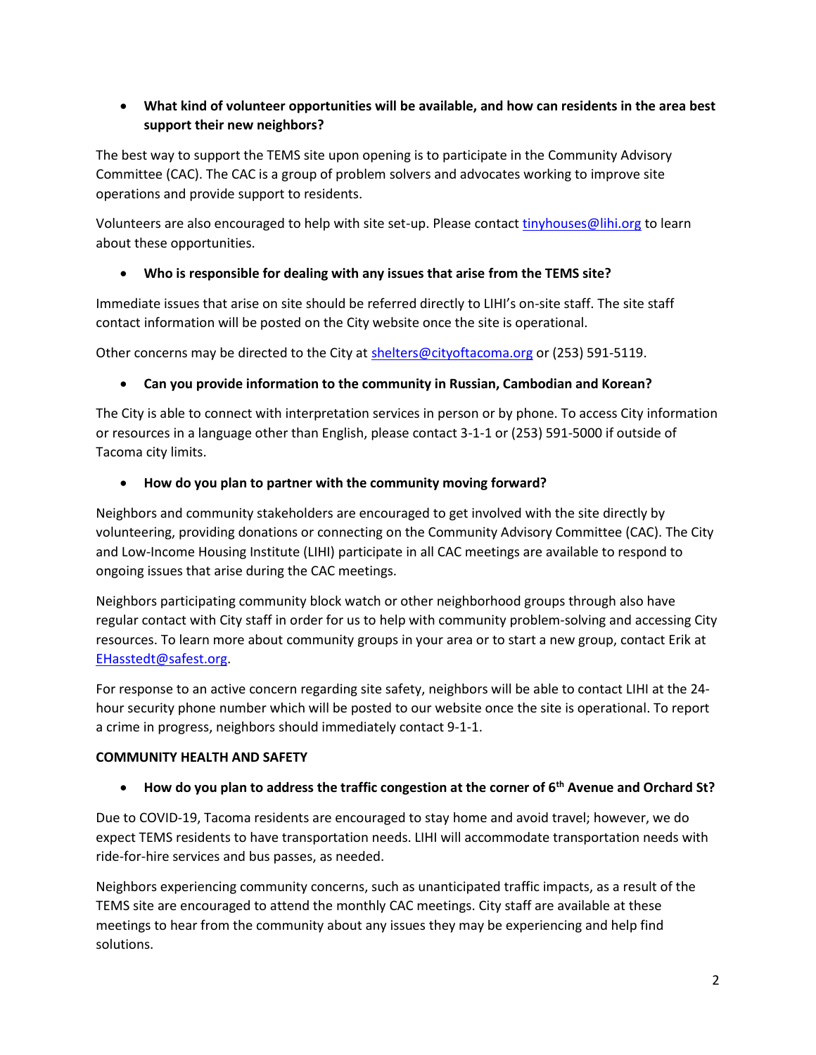- **What kind of volunteer opportunities will be available, and how can residents in the area best support their new neighbors?**

The best way to support the TEMS site upon opening is to participate in the Community Advisory Committee (CAC). The CAC is a group of problem solvers and advocates working to improve site operations and provide support to residents.

Volunteers are also encouraged to help with site set-up. Please contact tinyhouses@lihi.org to learn about these opportunities.

- **Who is responsible for dealing with any issues that arise from the TEMS site?**

Immediate issues that arise on site should be referred directly to LIHI's on-site staff. The site staff contact information will be posted on the City website once the site is operational.

Other concerns may be directed to the City at shelters@cityoftacoma.org or (253) 591-5119.

- **Can you provide information to the community in Russian, Cambodian and Korean?**

The City is able to connect with interpretation services in person or by phone. To access City information or resources in a language other than English, please contact 3-1-1 or (253) 591-5000 if outside of Tacoma city limits.

- **How do you plan to partner with the community moving forward?**

Neighbors and community stakeholders are encouraged to get involved with the site directly by volunteering, providing donations or connecting on the Community Advisory Committee (CAC). The City and Low-Income Housing Institute (LIHI) participate in all CAC meetings are available to respond to ongoing issues that arise during the CAC meetings.

Neighbors participating community block watch or other neighborhood groups through also have regular contact with City staff in order for us to help with community problem-solving and accessing City resources. To learn more about community groups in your area or to start a new group, contact Erik at EHasstedt@safest.org.

For response to an active concern regarding site safety, neighbors will be able to contact LIHI at the 24-hour security phone number which will be posted to our website once the site is operational. To report a crime in progress, neighbors should immediately contact 9-1-1.

**COMMUNITY HEALTH AND SAFETY**

- **How do you plan to address the traffic congestion at the corner of 6th Avenue and Orchard St?**

Due to COVID-19, Tacoma residents are encouraged to stay home and avoid travel; however, we do expect TEMS residents to have transportation needs. LIHI will accommodate transportation needs with ride-for-hire services and bus passes, as needed.

Neighbors experiencing community concerns, such as unanticipated traffic impacts, as a result of the TEMS site are encouraged to attend the monthly CAC meetings. City staff are available at these meetings to hear from the community about any issues they may be experiencing and help find solutions.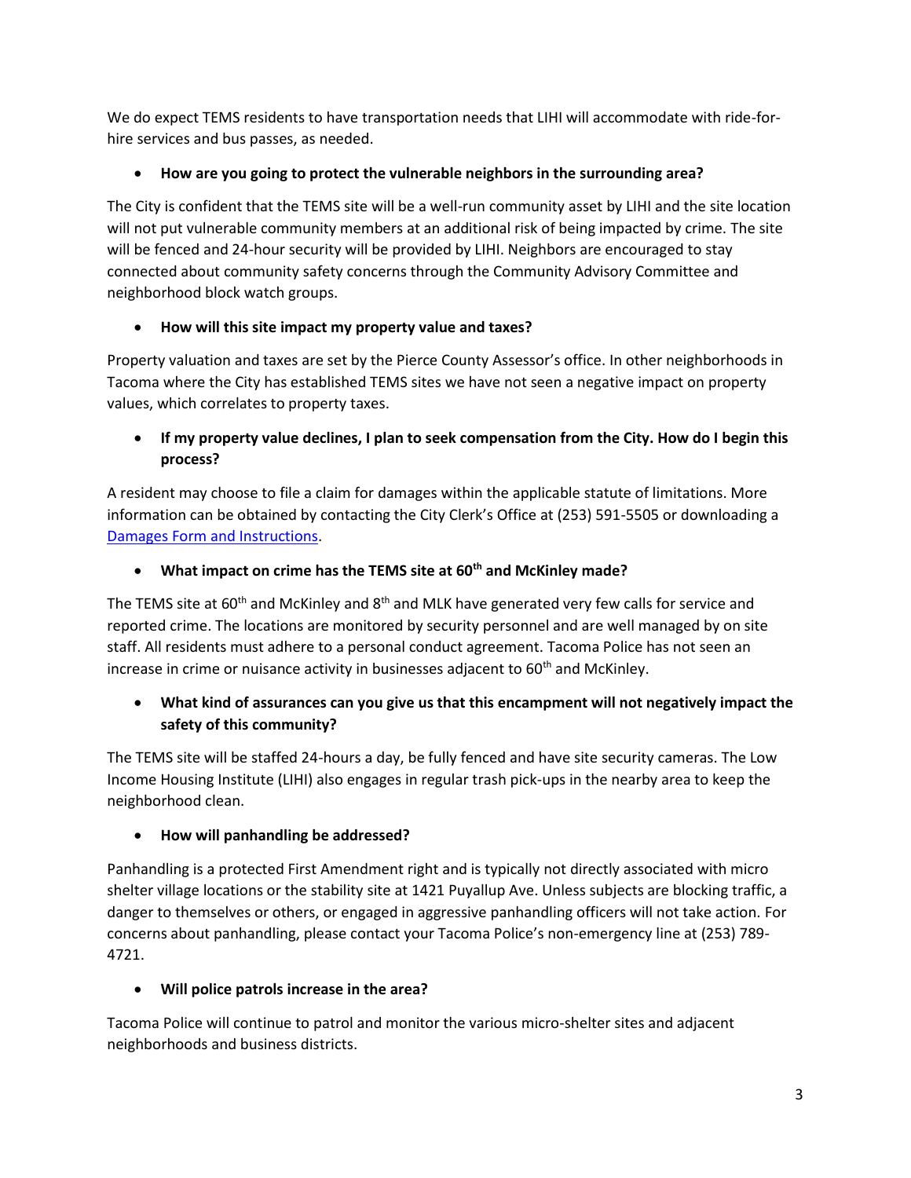We do expect TEMS residents to have transportation needs that LIHI will accommodate with ride-for-hire services and bus passes, as needed.

- **How are you going to protect the vulnerable neighbors in the surrounding area?**

The City is confident that the TEMS site will be a well-run community asset by LIHI and the site location will not put vulnerable community members at an additional risk of being impacted by crime. The site will be fenced and 24-hour security will be provided by LIHI. Neighbors are encouraged to stay connected about community safety concerns through the Community Advisory Committee and neighborhood block watch groups.

- **How will this site impact my property value and taxes?**

Property valuation and taxes are set by the Pierce County Assessor's office. In other neighborhoods in Tacoma where the City has established TEMS sites we have not seen a negative impact on property values, which correlates to property taxes.

- **If my property value declines, I plan to seek compensation from the City. How do I begin this process?**

A resident may choose to file a claim for damages within the applicable statute of limitations. More information can be obtained by contacting the City Clerk's Office at (253) 591-5505 or downloading a [Damages Form and Instructions](#).

- **What impact on crime has the TEMS site at 60th and McKinley made?**

The TEMS site at 60th and McKinley and 8th and MLK have generated very few calls for service and reported crime. The locations are monitored by security personnel and are well managed by on site staff. All residents must adhere to a personal conduct agreement. Tacoma Police has not seen an increase in crime or nuisance activity in businesses adjacent to 60th and McKinley.

- **What kind of assurances can you give us that this encampment will not negatively impact the safety of this community?**

The TEMS site will be staffed 24-hours a day, be fully fenced and have site security cameras. The Low Income Housing Institute (LIHI) also engages in regular trash pick-ups in the nearby area to keep the neighborhood clean.

- **How will panhandling be addressed?**

Panhandling is a protected First Amendment right and is typically not directly associated with micro shelter village locations or the stability site at 1421 Puyallup Ave. Unless subjects are blocking traffic, a danger to themselves or others, or engaged in aggressive panhandling officers will not take action. For concerns about panhandling, please contact your Tacoma Police's non-emergency line at (253) 789-4721.

- **Will police patrols increase in the area?**

Tacoma Police will continue to patrol and monitor the various micro-shelter sites and adjacent neighborhoods and business districts.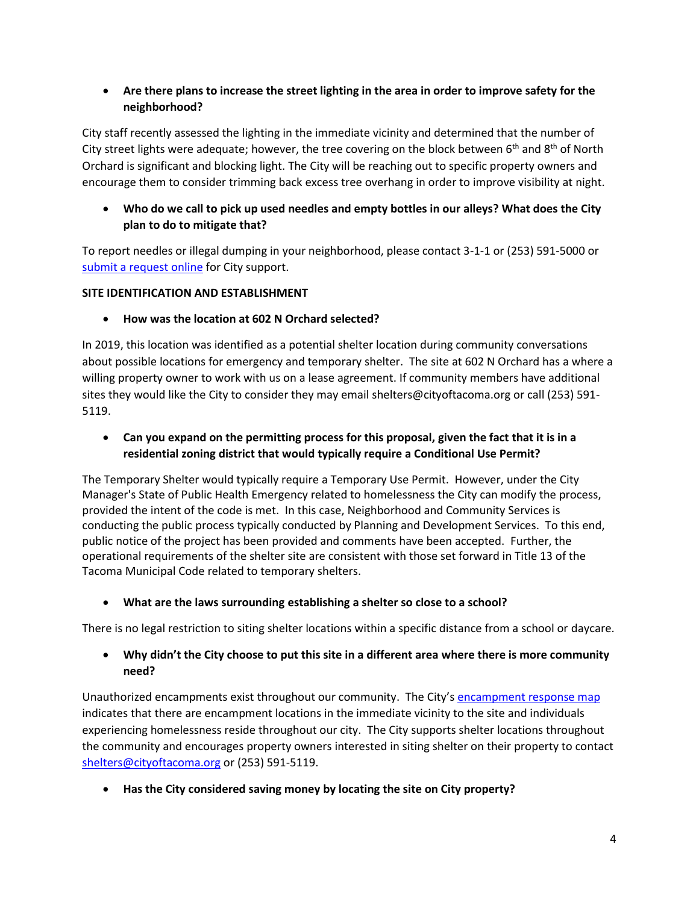- **Are there plans to increase the street lighting in the area in order to improve safety for the neighborhood?**

City staff recently assessed the lighting in the immediate vicinity and determined that the number of City street lights were adequate; however, the tree covering on the block between 6th and 8th of North Orchard is significant and blocking light. The City will be reaching out to specific property owners and encourage them to consider trimming back excess tree overhang in order to improve visibility at night.

- **Who do we call to pick up used needles and empty bottles in our alleys? What does the City plan to do to mitigate that?**

To report needles or illegal dumping in your neighborhood, please contact 3-1-1 or (253) 591-5000 or [submit a request online](#) for City support.

**SITE IDENTIFICATION AND ESTABLISHMENT**

- **How was the location at 602 N Orchard selected?**

In 2019, this location was identified as a potential shelter location during community conversations about possible locations for emergency and temporary shelter. The site at 602 N Orchard has a where a willing property owner to work with us on a lease agreement. If community members have additional sites they would like the City to consider they may email shelters@cityoftacoma.org or call (253) 591-5119.

- **Can you expand on the permitting process for this proposal, given the fact that it is in a residential zoning district that would typically require a Conditional Use Permit?**

The Temporary Shelter would typically require a Temporary Use Permit. However, under the City Manager's State of Public Health Emergency related to homelessness the City can modify the process, provided the intent of the code is met. In this case, Neighborhood and Community Services is conducting the public process typically conducted by Planning and Development Services. To this end, public notice of the project has been provided and comments have been accepted. Further, the operational requirements of the shelter site are consistent with those set forward in Title 13 of the Tacoma Municipal Code related to temporary shelters.

- **What are the laws surrounding establishing a shelter so close to a school?**

There is no legal restriction to siting shelter locations within a specific distance from a school or daycare.

- **Why didn't the City choose to put this site in a different area where there is more community need?**

Unauthorized encampments exist throughout our community. The City's [encampment response map](#) indicates that there are encampment locations in the immediate vicinity to the site and individuals experiencing homelessness reside throughout our city. The City supports shelter locations throughout the community and encourages property owners interested in siting shelter on their property to contact [shelters@cityoftacoma.org](mailto:shelters@cityoftacoma.org) or (253) 591-5119.

- **Has the City considered saving money by locating the site on City property?**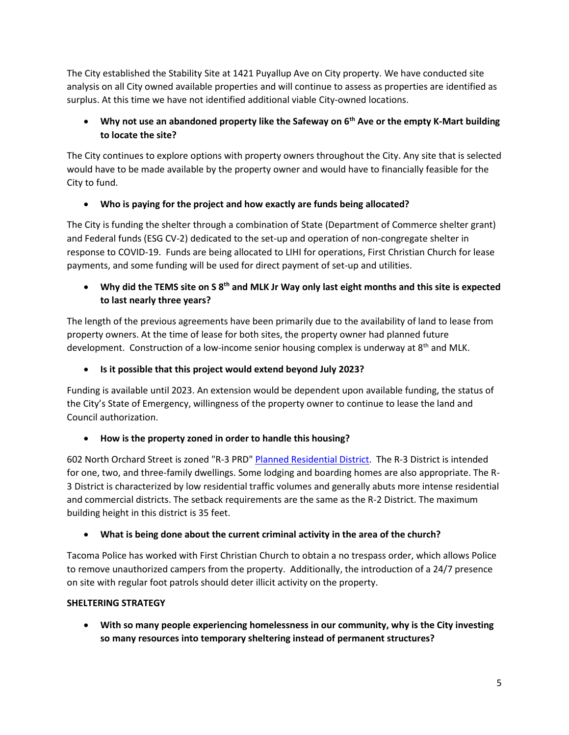The City established the Stability Site at 1421 Puyallup Ave on City property. We have conducted site analysis on all City owned available properties and will continue to assess as properties are identified as surplus. At this time we have not identified additional viable City-owned locations.

- **Why not use an abandoned property like the Safeway on 6th Ave or the empty K-Mart building to locate the site?**

The City continues to explore options with property owners throughout the City. Any site that is selected would have to be made available by the property owner and would have to financially feasible for the City to fund.

- **Who is paying for the project and how exactly are funds being allocated?**

The City is funding the shelter through a combination of State (Department of Commerce shelter grant) and Federal funds (ESG CV-2) dedicated to the set-up and operation of non-congregate shelter in response to COVID-19. Funds are being allocated to LIHI for operations, First Christian Church for lease payments, and some funding will be used for direct payment of set-up and utilities.

- **Why did the TEMS site on S 8th and MLK Jr Way only last eight months and this site is expected to last nearly three years?**

The length of the previous agreements have been primarily due to the availability of land to lease from property owners. At the time of lease for both sites, the property owner had planned future development. Construction of a low-income senior housing complex is underway at 8th and MLK.

- **Is it possible that this project would extend beyond July 2023?**

Funding is available until 2023. An extension would be dependent upon available funding, the status of the City's State of Emergency, willingness of the property owner to continue to lease the land and Council authorization.

- **How is the property zoned in order to handle this housing?**

602 North Orchard Street is zoned "R-3 PRD" [Planned Residential District](). The R-3 District is intended for one, two, and three-family dwellings. Some lodging and boarding homes are also appropriate. The R-3 District is characterized by low residential traffic volumes and generally abuts more intense residential and commercial districts. The setback requirements are the same as the R-2 District. The maximum building height in this district is 35 feet.

- **What is being done about the current criminal activity in the area of the church?**

Tacoma Police has worked with First Christian Church to obtain a no trespass order, which allows Police to remove unauthorized campers from the property. Additionally, the introduction of a 24/7 presence on site with regular foot patrols should deter illicit activity on the property.

**SHELTERING STRATEGY**

- **With so many people experiencing homelessness in our community, why is the City investing so many resources into temporary sheltering instead of permanent structures?**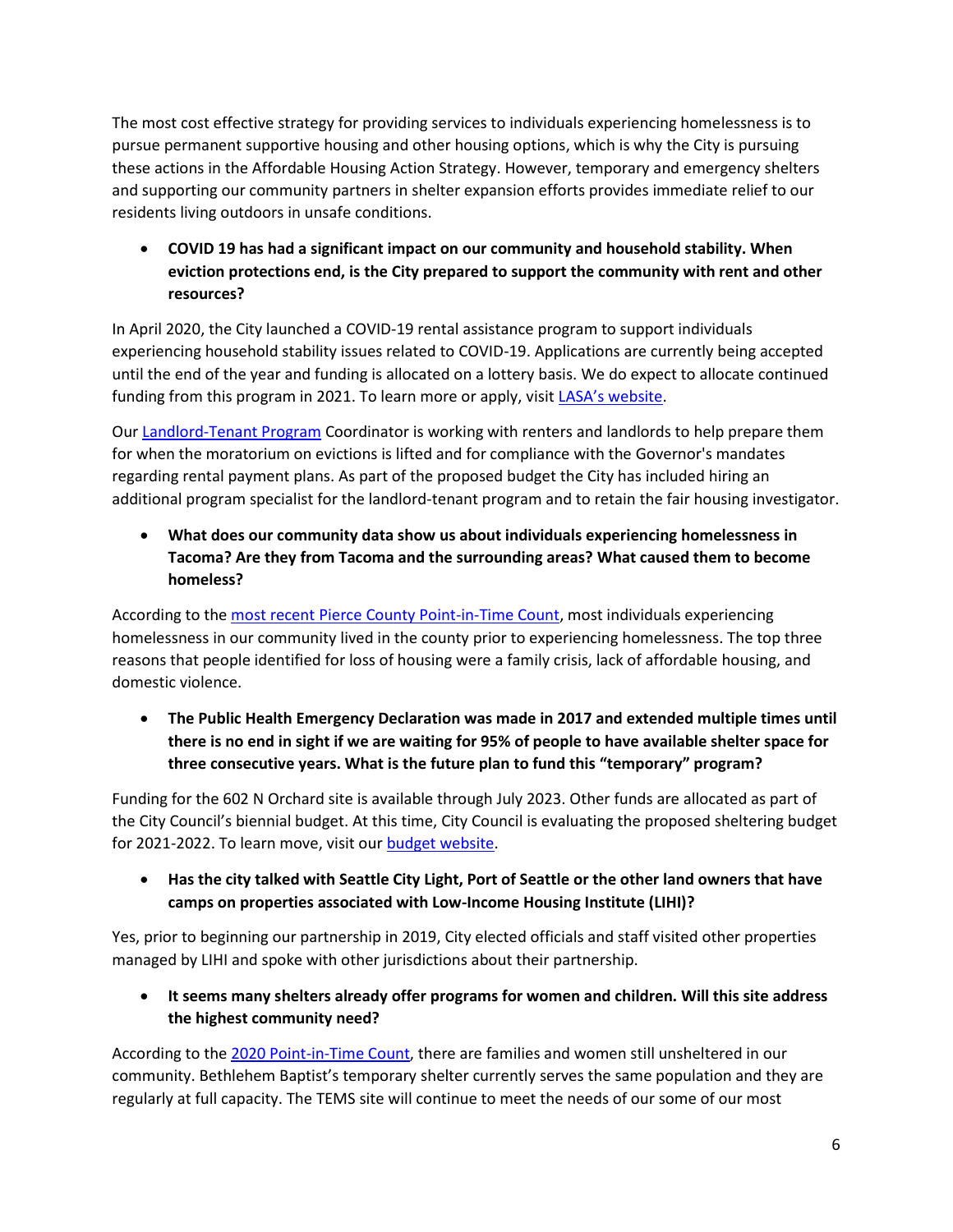The most cost effective strategy for providing services to individuals experiencing homelessness is to pursue permanent supportive housing and other housing options, which is why the City is pursuing these actions in the Affordable Housing Action Strategy. However, temporary and emergency shelters and supporting our community partners in shelter expansion efforts provides immediate relief to our residents living outdoors in unsafe conditions.

- **COVID 19 has had a significant impact on our community and household stability. When eviction protections end, is the City prepared to support the community with rent and other resources?**

In April 2020, the City launched a COVID-19 rental assistance program to support individuals experiencing household stability issues related to COVID-19. Applications are currently being accepted until the end of the year and funding is allocated on a lottery basis. We do expect to allocate continued funding from this program in 2021. To learn more or apply, visit [LASA's website](#).

Our [Landlord-Tenant Program](#) Coordinator is working with renters and landlords to help prepare them for when the moratorium on evictions is lifted and for compliance with the Governor's mandates regarding rental payment plans. As part of the proposed budget the City has included hiring an additional program specialist for the landlord-tenant program and to retain the fair housing investigator.

- **What does our community data show us about individuals experiencing homelessness in Tacoma? Are they from Tacoma and the surrounding areas? What caused them to become homeless?**

According to the [most recent Pierce County Point-in-Time Count](#), most individuals experiencing homelessness in our community lived in the county prior to experiencing homelessness. The top three reasons that people identified for loss of housing were a family crisis, lack of affordable housing, and domestic violence.

- **The Public Health Emergency Declaration was made in 2017 and extended multiple times until there is no end in sight if we are waiting for 95% of people to have available shelter space for three consecutive years. What is the future plan to fund this "temporary" program?**

Funding for the 602 N Orchard site is available through July 2023. Other funds are allocated as part of the City Council's biennial budget. At this time, City Council is evaluating the proposed sheltering budget for 2021-2022. To learn move, visit our [budget website](#).

- **Has the city talked with Seattle City Light, Port of Seattle or the other land owners that have camps on properties associated with Low-Income Housing Institute (LIHI)?**

Yes, prior to beginning our partnership in 2019, City elected officials and staff visited other properties managed by LIHI and spoke with other jurisdictions about their partnership.

- **It seems many shelters already offer programs for women and children. Will this site address the highest community need?**

According to the [2020 Point-in-Time Count](#), there are families and women still unsheltered in our community. Bethlehem Baptist's temporary shelter currently serves the same population and they are regularly at full capacity. The TEMS site will continue to meet the needs of our some of our most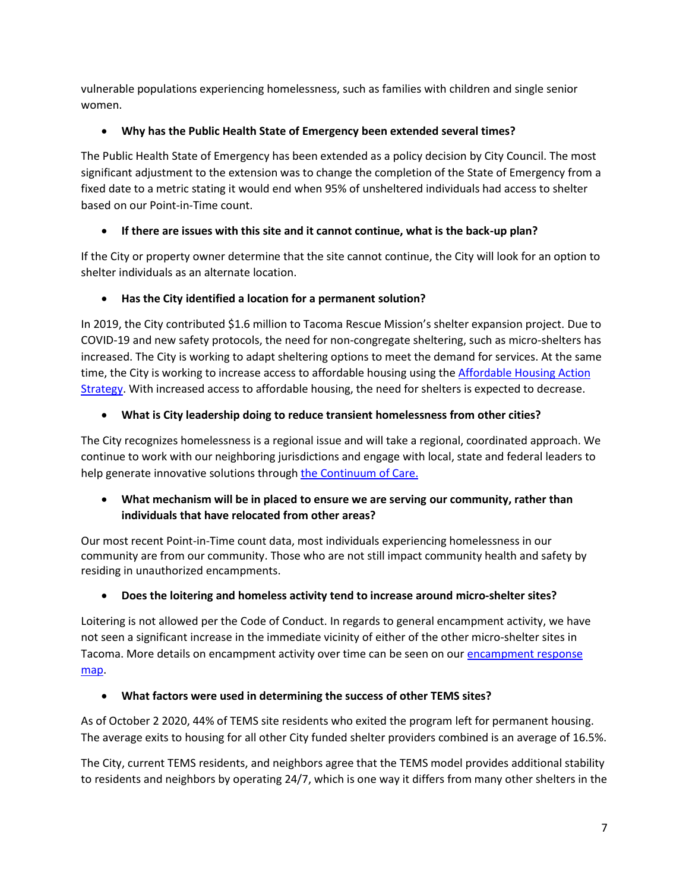vulnerable populations experiencing homelessness, such as families with children and single senior women.

- **Why has the Public Health State of Emergency been extended several times?**

The Public Health State of Emergency has been extended as a policy decision by City Council. The most significant adjustment to the extension was to change the completion of the State of Emergency from a fixed date to a metric stating it would end when 95% of unsheltered individuals had access to shelter based on our Point-in-Time count.

- **If there are issues with this site and it cannot continue, what is the back-up plan?**

If the City or property owner determine that the site cannot continue, the City will look for an option to shelter individuals as an alternate location.

- **Has the City identified a location for a permanent solution?**

In 2019, the City contributed $1.6 million to Tacoma Rescue Mission's shelter expansion project. Due to COVID-19 and new safety protocols, the need for non-congregate sheltering, such as micro-shelters has increased. The City is working to adapt sheltering options to meet the demand for services. At the same time, the City is working to increase access to affordable housing using the Affordable Housing Action Strategy. With increased access to affordable housing, the need for shelters is expected to decrease.

- **What is City leadership doing to reduce transient homelessness from other cities?**

The City recognizes homelessness is a regional issue and will take a regional, coordinated approach. We continue to work with our neighboring jurisdictions and engage with local, state and federal leaders to help generate innovative solutions through the Continuum of Care.

- **What mechanism will be in placed to ensure we are serving our community, rather than individuals that have relocated from other areas?**

Our most recent Point-in-Time count data, most individuals experiencing homelessness in our community are from our community. Those who are not still impact community health and safety by residing in unauthorized encampments.

- **Does the loitering and homeless activity tend to increase around micro-shelter sites?**

Loitering is not allowed per the Code of Conduct. In regards to general encampment activity, we have not seen a significant increase in the immediate vicinity of either of the other micro-shelter sites in Tacoma. More details on encampment activity over time can be seen on our encampment response map.

- **What factors were used in determining the success of other TEMS sites?**

As of October 2 2020, 44% of TEMS site residents who exited the program left for permanent housing. The average exits to housing for all other City funded shelter providers combined is an average of 16.5%.

The City, current TEMS residents, and neighbors agree that the TEMS model provides additional stability to residents and neighbors by operating 24/7, which is one way it differs from many other shelters in the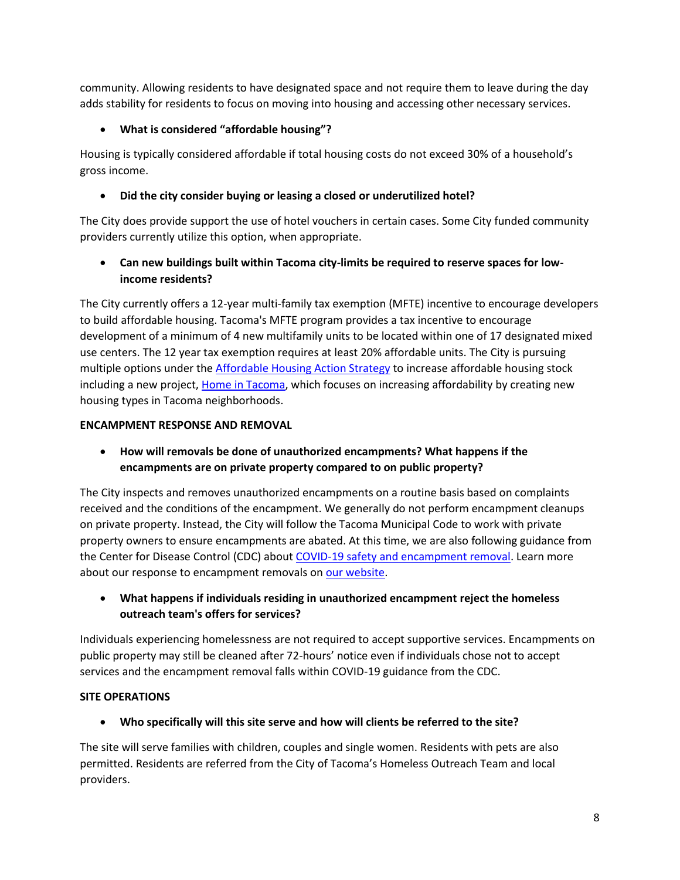community. Allowing residents to have designated space and not require them to leave during the day adds stability for residents to focus on moving into housing and accessing other necessary services.

- **What is considered "affordable housing"?**

Housing is typically considered affordable if total housing costs do not exceed 30% of a household's gross income.

- **Did the city consider buying or leasing a closed or underutilized hotel?**

The City does provide support the use of hotel vouchers in certain cases. Some City funded community providers currently utilize this option, when appropriate.

- **Can new buildings built within Tacoma city-limits be required to reserve spaces for low-income residents?**

The City currently offers a 12-year multi-family tax exemption (MFTE) incentive to encourage developers to build affordable housing. Tacoma's MFTE program provides a tax incentive to encourage development of a minimum of 4 new multifamily units to be located within one of 17 designated mixed use centers. The 12 year tax exemption requires at least 20% affordable units. The City is pursuing multiple options under the Affordable Housing Action Strategy to increase affordable housing stock including a new project, Home in Tacoma, which focuses on increasing affordability by creating new housing types in Tacoma neighborhoods.

**ENCAMPMENT RESPONSE AND REMOVAL**

- **How will removals be done of unauthorized encampments? What happens if the encampments are on private property compared to on public property?**

The City inspects and removes unauthorized encampments on a routine basis based on complaints received and the conditions of the encampment. We generally do not perform encampment cleanups on private property. Instead, the City will follow the Tacoma Municipal Code to work with private property owners to ensure encampments are abated. At this time, we are also following guidance from the Center for Disease Control (CDC) about COVID-19 safety and encampment removal. Learn more about our response to encampment removals on our website.

- **What happens if individuals residing in unauthorized encampment reject the homeless outreach team's offers for services?**

Individuals experiencing homelessness are not required to accept supportive services. Encampments on public property may still be cleaned after 72-hours' notice even if individuals chose not to accept services and the encampment removal falls within COVID-19 guidance from the CDC.

**SITE OPERATIONS**

- **Who specifically will this site serve and how will clients be referred to the site?**

The site will serve families with children, couples and single women. Residents with pets are also permitted. Residents are referred from the City of Tacoma's Homeless Outreach Team and local providers.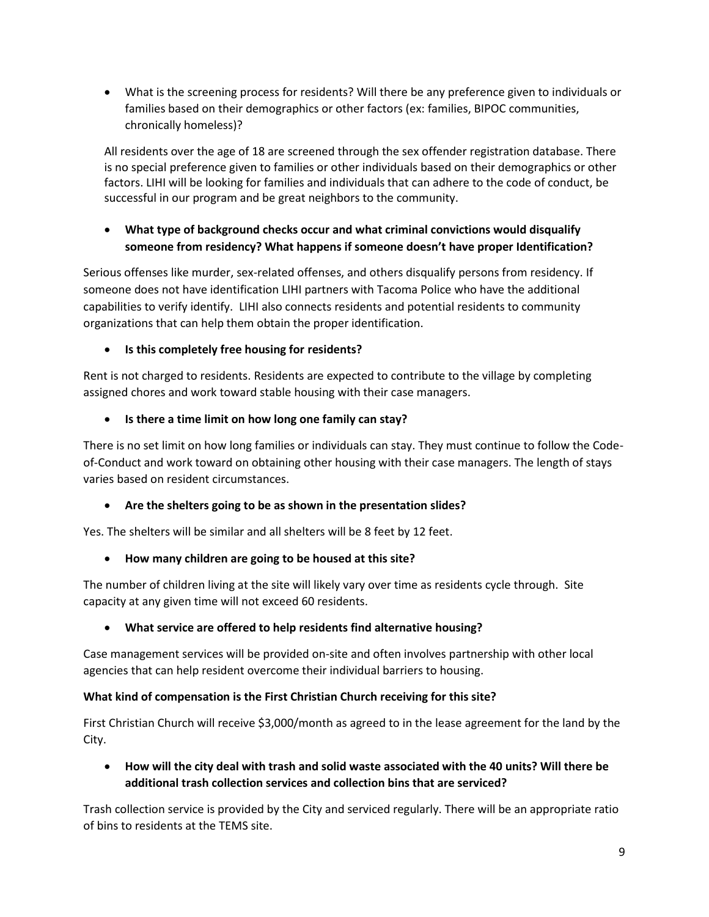- What is the screening process for residents? Will there be any preference given to individuals or families based on their demographics or other factors (ex: families, BIPOC communities, chronically homeless)?

  All residents over the age of 18 are screened through the sex offender registration database. There is no special preference given to families or other individuals based on their demographics or other factors. LIHI will be looking for families and individuals that can adhere to the code of conduct, be successful in our program and be great neighbors to the community.

- **What type of background checks occur and what criminal convictions would disqualify someone from residency? What happens if someone doesn't have proper Identification?**

Serious offenses like murder, sex-related offenses, and others disqualify persons from residency. If someone does not have identification LIHI partners with Tacoma Police who have the additional capabilities to verify identify. LIHI also connects residents and potential residents to community organizations that can help them obtain the proper identification.

- **Is this completely free housing for residents?**

Rent is not charged to residents. Residents are expected to contribute to the village by completing assigned chores and work toward stable housing with their case managers.

- **Is there a time limit on how long one family can stay?**

There is no set limit on how long families or individuals can stay. They must continue to follow the Code-of-Conduct and work toward on obtaining other housing with their case managers. The length of stays varies based on resident circumstances.

- **Are the shelters going to be as shown in the presentation slides?**

Yes. The shelters will be similar and all shelters will be 8 feet by 12 feet.

- **How many children are going to be housed at this site?**

The number of children living at the site will likely vary over time as residents cycle through. Site capacity at any given time will not exceed 60 residents.

- **What service are offered to help residents find alternative housing?**

Case management services will be provided on-site and often involves partnership with other local agencies that can help resident overcome their individual barriers to housing.

**What kind of compensation is the First Christian Church receiving for this site?**

First Christian Church will receive $3,000/month as agreed to in the lease agreement for the land by the City.

- **How will the city deal with trash and solid waste associated with the 40 units? Will there be additional trash collection services and collection bins that are serviced?**

Trash collection service is provided by the City and serviced regularly. There will be an appropriate ratio of bins to residents at the TEMS site.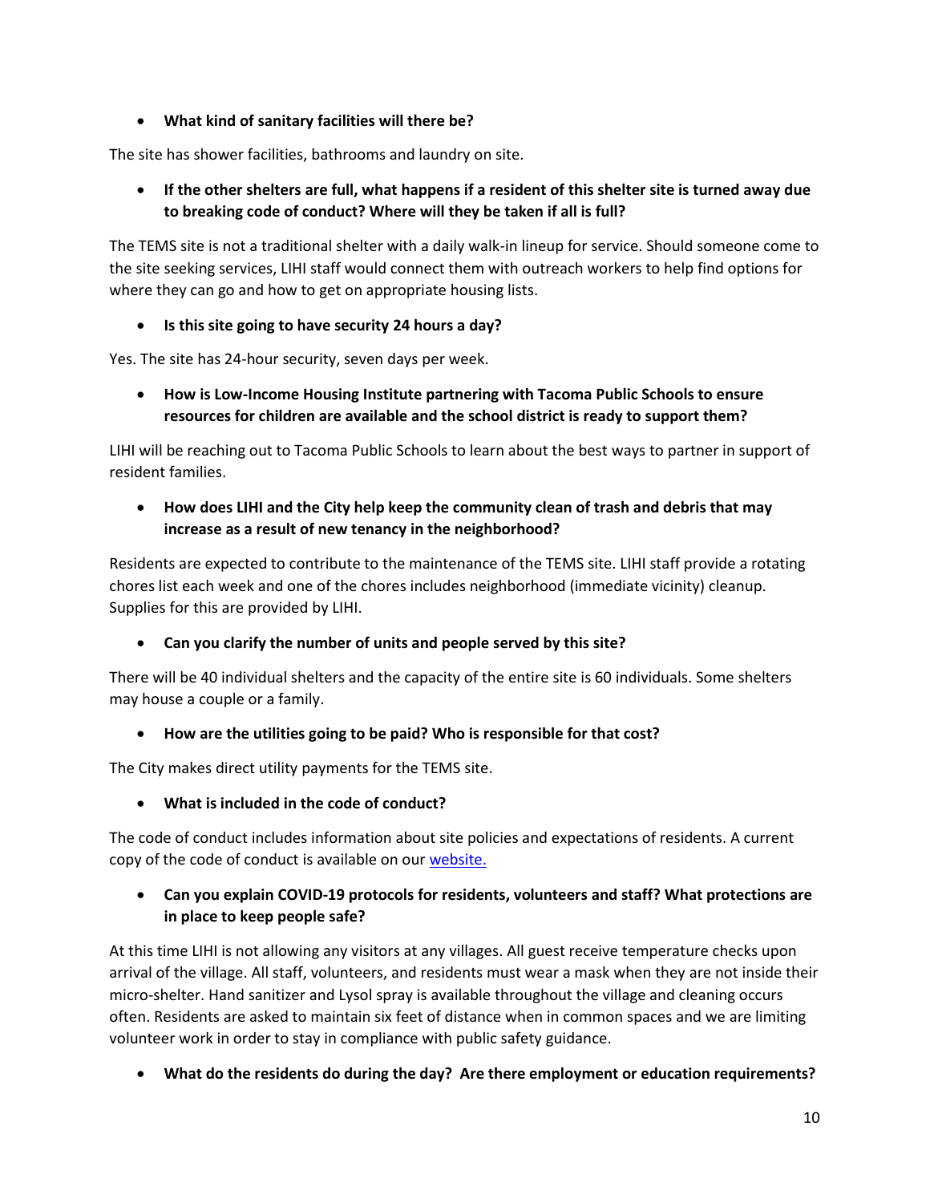- **What kind of sanitary facilities will there be?**

The site has shower facilities, bathrooms and laundry on site.

- **If the other shelters are full, what happens if a resident of this shelter site is turned away due to breaking code of conduct? Where will they be taken if all is full?**

The TEMS site is not a traditional shelter with a daily walk-in lineup for service. Should someone come to the site seeking services, LIHI staff would connect them with outreach workers to help find options for where they can go and how to get on appropriate housing lists.

- **Is this site going to have security 24 hours a day?**

Yes. The site has 24-hour security, seven days per week.

- **How is Low-Income Housing Institute partnering with Tacoma Public Schools to ensure resources for children are available and the school district is ready to support them?**

LIHI will be reaching out to Tacoma Public Schools to learn about the best ways to partner in support of resident families.

- **How does LIHI and the City help keep the community clean of trash and debris that may increase as a result of new tenancy in the neighborhood?**

Residents are expected to contribute to the maintenance of the TEMS site. LIHI staff provide a rotating chores list each week and one of the chores includes neighborhood (immediate vicinity) cleanup. Supplies for this are provided by LIHI.

- **Can you clarify the number of units and people served by this site?**

There will be 40 individual shelters and the capacity of the entire site is 60 individuals. Some shelters may house a couple or a family.

- **How are the utilities going to be paid? Who is responsible for that cost?**

The City makes direct utility payments for the TEMS site.

- **What is included in the code of conduct?**

The code of conduct includes information about site policies and expectations of residents. A current copy of the code of conduct is available on our website.

- **Can you explain COVID-19 protocols for residents, volunteers and staff? What protections are in place to keep people safe?**

At this time LIHI is not allowing any visitors at any villages. All guest receive temperature checks upon arrival of the village. All staff, volunteers, and residents must wear a mask when they are not inside their micro-shelter. Hand sanitizer and Lysol spray is available throughout the village and cleaning occurs often. Residents are asked to maintain six feet of distance when in common spaces and we are limiting volunteer work in order to stay in compliance with public safety guidance.

- **What do the residents do during the day? Are there employment or education requirements?**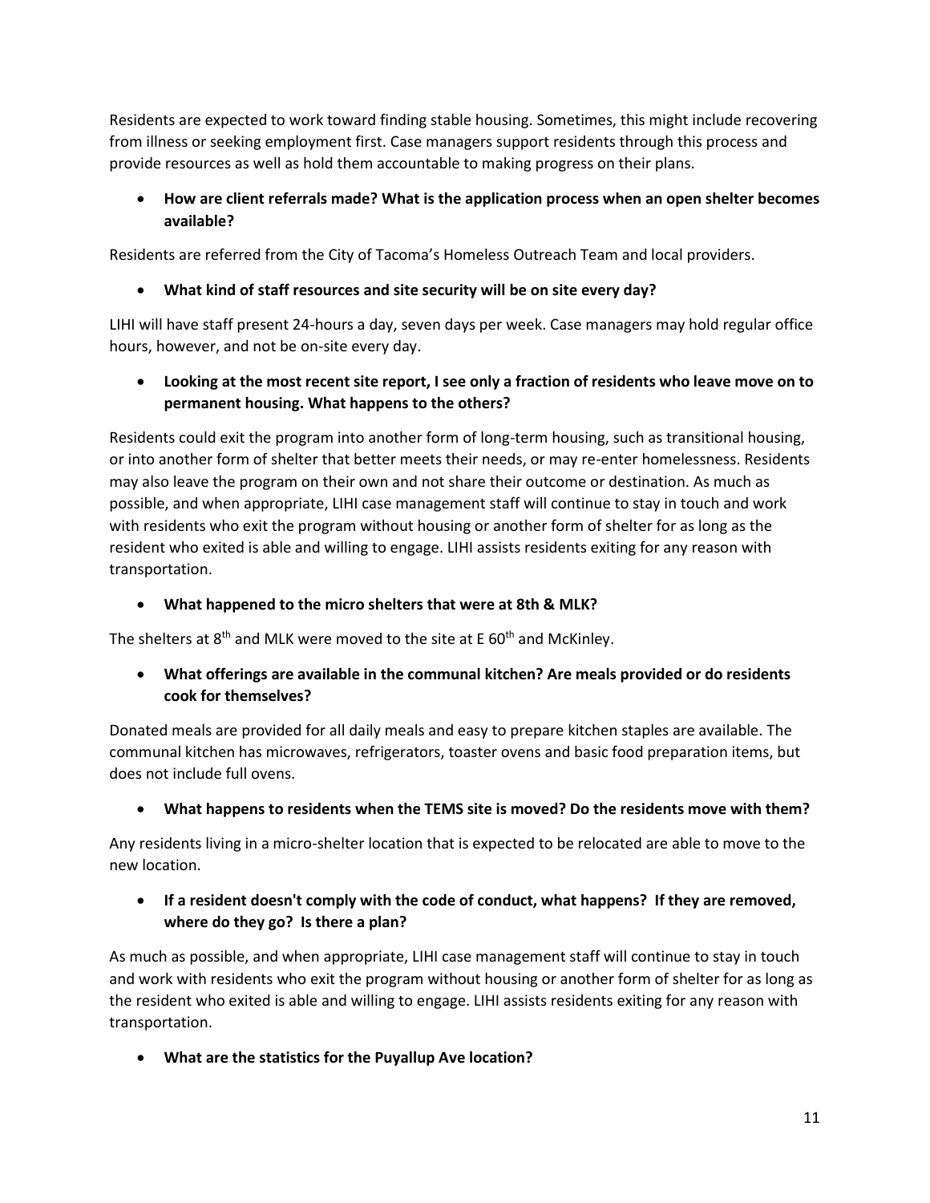Residents are expected to work toward finding stable housing. Sometimes, this might include recovering from illness or seeking employment first. Case managers support residents through this process and provide resources as well as hold them accountable to making progress on their plans.

- **How are client referrals made? What is the application process when an open shelter becomes available?**

Residents are referred from the City of Tacoma's Homeless Outreach Team and local providers.

- **What kind of staff resources and site security will be on site every day?**

LIHI will have staff present 24-hours a day, seven days per week. Case managers may hold regular office hours, however, and not be on-site every day.

- **Looking at the most recent site report, I see only a fraction of residents who leave move on to permanent housing. What happens to the others?**

Residents could exit the program into another form of long-term housing, such as transitional housing, or into another form of shelter that better meets their needs, or may re-enter homelessness. Residents may also leave the program on their own and not share their outcome or destination. As much as possible, and when appropriate, LIHI case management staff will continue to stay in touch and work with residents who exit the program without housing or another form of shelter for as long as the resident who exited is able and willing to engage. LIHI assists residents exiting for any reason with transportation.

- **What happened to the micro shelters that were at 8th & MLK?**

The shelters at 8th and MLK were moved to the site at E 60th and McKinley.

- **What offerings are available in the communal kitchen? Are meals provided or do residents cook for themselves?**

Donated meals are provided for all daily meals and easy to prepare kitchen staples are available. The communal kitchen has microwaves, refrigerators, toaster ovens and basic food preparation items, but does not include full ovens.

- **What happens to residents when the TEMS site is moved? Do the residents move with them?**

Any residents living in a micro-shelter location that is expected to be relocated are able to move to the new location.

- **If a resident doesn't comply with the code of conduct, what happens? If they are removed, where do they go? Is there a plan?**

As much as possible, and when appropriate, LIHI case management staff will continue to stay in touch and work with residents who exit the program without housing or another form of shelter for as long as the resident who exited is able and willing to engage. LIHI assists residents exiting for any reason with transportation.

- **What are the statistics for the Puyallup Ave location?**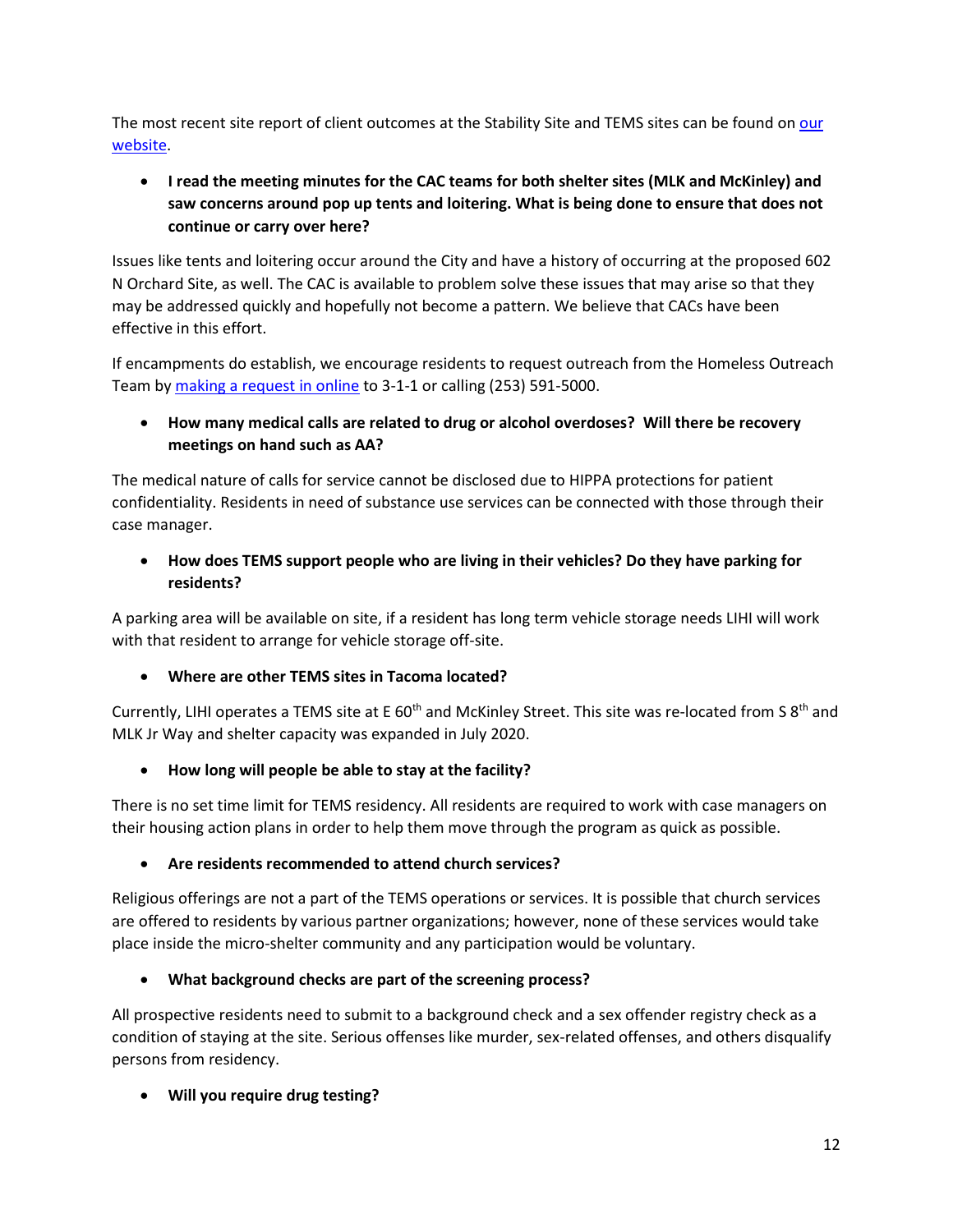The most recent site report of client outcomes at the Stability Site and TEMS sites can be found on [our website](our website).

- **I read the meeting minutes for the CAC teams for both shelter sites (MLK and McKinley) and saw concerns around pop up tents and loitering. What is being done to ensure that does not continue or carry over here?**

Issues like tents and loitering occur around the City and have a history of occurring at the proposed 602 N Orchard Site, as well. The CAC is available to problem solve these issues that may arise so that they may be addressed quickly and hopefully not become a pattern. We believe that CACs have been effective in this effort.

If encampments do establish, we encourage residents to request outreach from the Homeless Outreach Team by making a request in online to 3-1-1 or calling (253) 591-5000.

- **How many medical calls are related to drug or alcohol overdoses? Will there be recovery meetings on hand such as AA?**

The medical nature of calls for service cannot be disclosed due to HIPPA protections for patient confidentiality. Residents in need of substance use services can be connected with those through their case manager.

- **How does TEMS support people who are living in their vehicles? Do they have parking for residents?**

A parking area will be available on site, if a resident has long term vehicle storage needs LIHI will work with that resident to arrange for vehicle storage off-site.

- **Where are other TEMS sites in Tacoma located?**

Currently, LIHI operates a TEMS site at E 60th and McKinley Street. This site was re-located from S 8th and MLK Jr Way and shelter capacity was expanded in July 2020.

- **How long will people be able to stay at the facility?**

There is no set time limit for TEMS residency. All residents are required to work with case managers on their housing action plans in order to help them move through the program as quick as possible.

- **Are residents recommended to attend church services?**

Religious offerings are not a part of the TEMS operations or services. It is possible that church services are offered to residents by various partner organizations; however, none of these services would take place inside the micro-shelter community and any participation would be voluntary.

- **What background checks are part of the screening process?**

All prospective residents need to submit to a background check and a sex offender registry check as a condition of staying at the site. Serious offenses like murder, sex-related offenses, and others disqualify persons from residency.

- **Will you require drug testing?**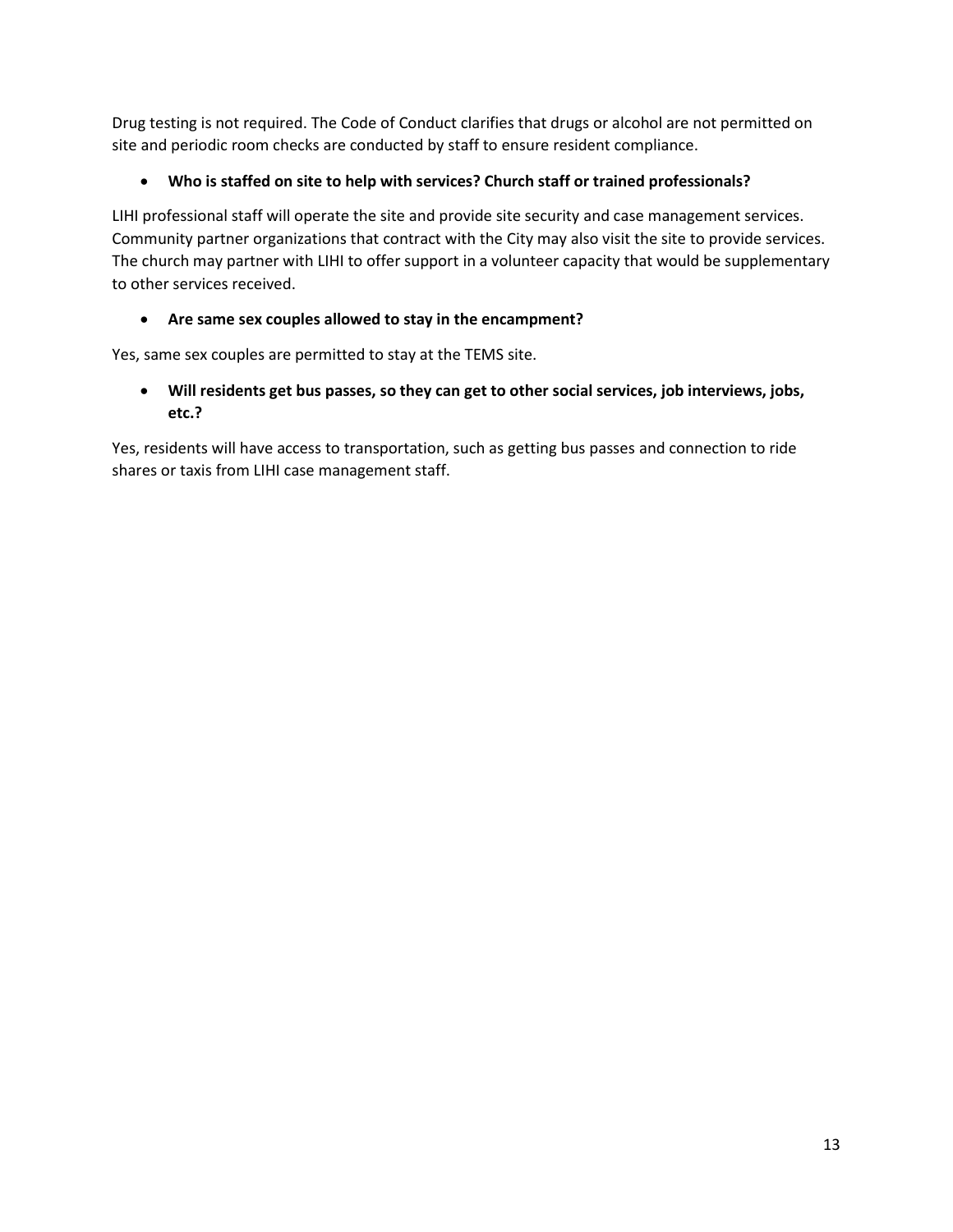Drug testing is not required. The Code of Conduct clarifies that drugs or alcohol are not permitted on site and periodic room checks are conducted by staff to ensure resident compliance.

- **Who is staffed on site to help with services? Church staff or trained professionals?**

LIHI professional staff will operate the site and provide site security and case management services. Community partner organizations that contract with the City may also visit the site to provide services. The church may partner with LIHI to offer support in a volunteer capacity that would be supplementary to other services received.

- **Are same sex couples allowed to stay in the encampment?**

Yes, same sex couples are permitted to stay at the TEMS site.

- **Will residents get bus passes, so they can get to other social services, job interviews, jobs, etc.?**

Yes, residents will have access to transportation, such as getting bus passes and connection to ride shares or taxis from LIHI case management staff.